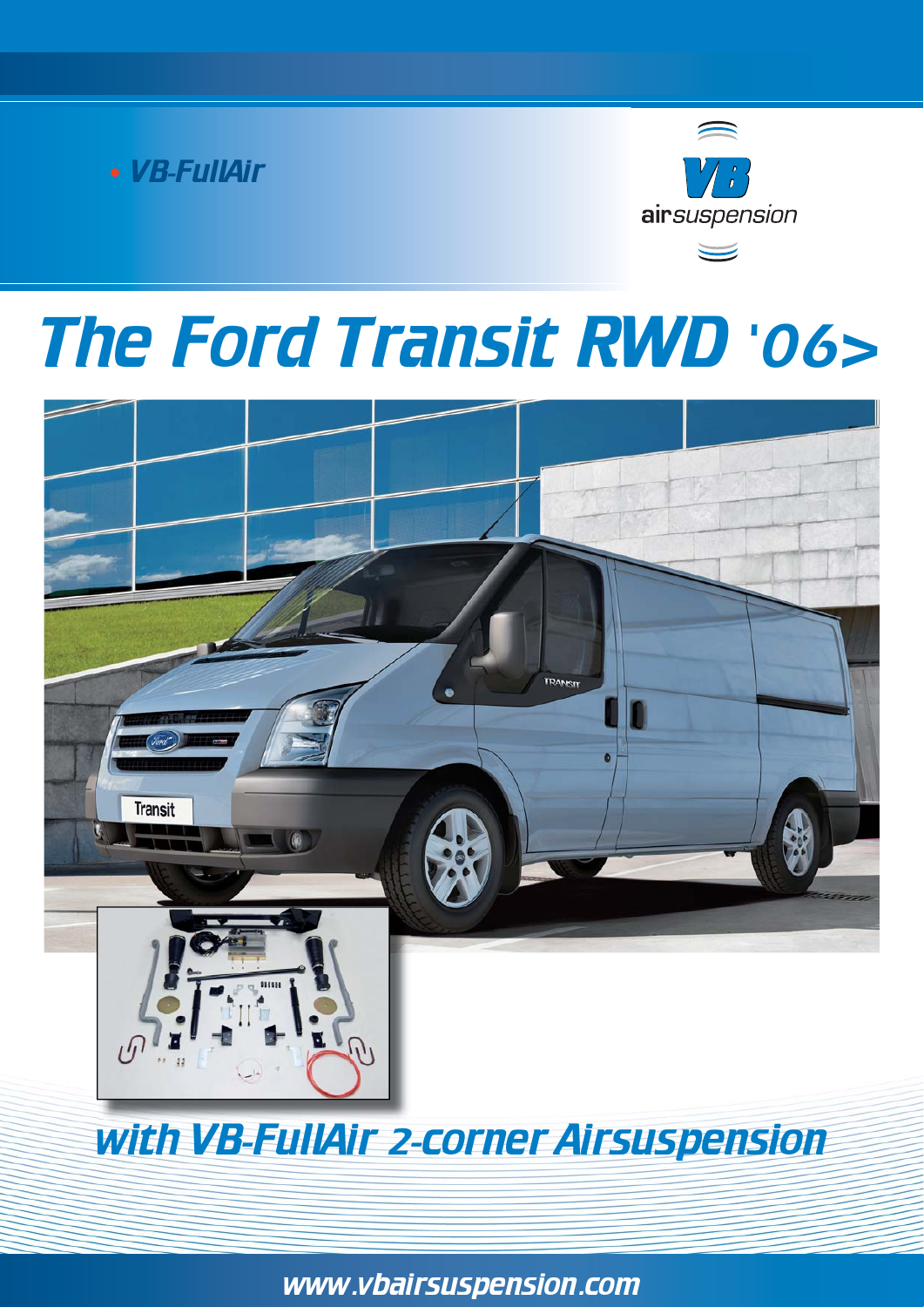• VB-FullAir

VB airsuspension

# The Ford Transit RWD '06>

## with VB-FullAir 2-corner Airsuspension

www.vbairsuspension.com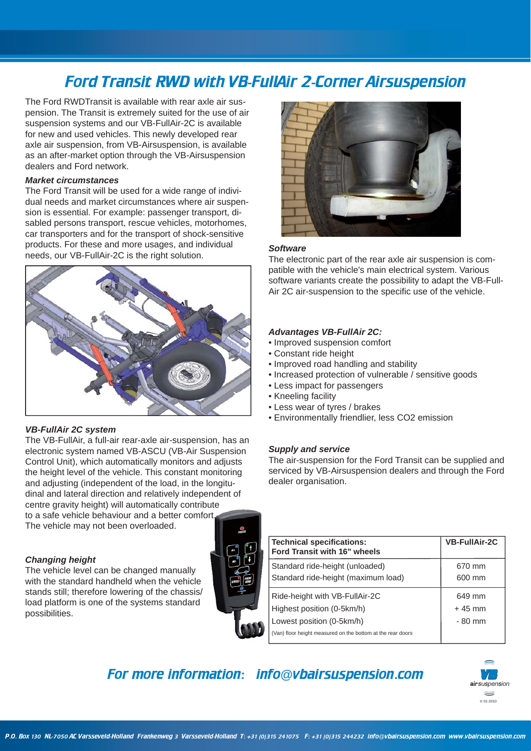# Ford Transit RWD with VB-FullAir 2-Corner Airsuspension

The Ford RWDTransit is available with rear axle air suspension. The Transit is extremely suited for the use of air suspension systems and our VB-FullAir-2C is available for new and used vehicles. This newly developed rear axle air suspension, from VB-Airsuspension, is available as an after-market option through the VB-Airsuspension dealers and Ford network.

***Market circumstances***

The Ford Transit will be used for a wide range of individual needs and market circumstances where air suspension is essential. For example: passenger transport, disabled persons transport, rescue vehicles, motorhomes, car transporters and for the transport of shock-sensitive products. For these and more usages, and individual needs, our VB-FullAir-2C is the right solution.

***VB-FullAir 2C system***

The VB-FullAir, a full-air rear-axle air-suspension, has an electronic system named VB-ASCU (VB-Air Suspension Control Unit), which automatically monitors and adjusts the height level of the vehicle. This constant monitoring and adjusting (independent of the load, in the longitudinal and lateral direction and relatively independent of centre gravity height) will automatically contribute to a safe vehicle behaviour and a better comfort. The vehicle may not been overloaded.

***Changing height***

The vehicle level can be changed manually with the standard handheld when the vehicle stands still; therefore lowering of the chassis/load platform is one of the systems standard possibilities.

***Software***

The electronic part of the rear axle air suspension is compatible with the vehicle's main electrical system. Various software variants create the possibility to adapt the VB-FullAir 2C air-suspension to the specific use of the vehicle.

***Advantages VB-FullAir 2C:***

- Improved suspension comfort
- Constant ride height
- Improved road handling and stability
- Increased protection of vulnerable / sensitive goods
- Less impact for passengers
- Kneeling facility
- Less wear of tyres / brakes
- Environmentally friendlier, less $CO_2$ emission

***Supply and service***

The air-suspension for the Ford Transit can be supplied and serviced by VB-Airsuspension dealers and through the Ford dealer organisation.

| Technical specifications: Ford Transit with 16" wheels | VB-FullAir-2C |
|---|---|
| Standard ride-height (unloaded) | 670 mm |
| Standard ride-height (maximum load) | 600 mm |
| Ride-height with VB-FullAir-2C | 649 mm |
| Highest position (0-5km/h) | + 45 mm |
| Lowest position (0-5km/h) | - 80 mm |
| (Van) floor height measured on the bottom at the rear doors | |

## For more information: info@vbairsuspension.com

© 01-2010

P.O. Box 130 NL-7050 AC Varsseveld-Holland Frankenweg 3 Varsseveld-Holland T: +31 (0)315 241075 F: +31 (0)315 244232 info@vbairsuspension.com www.vbairsuspension.com